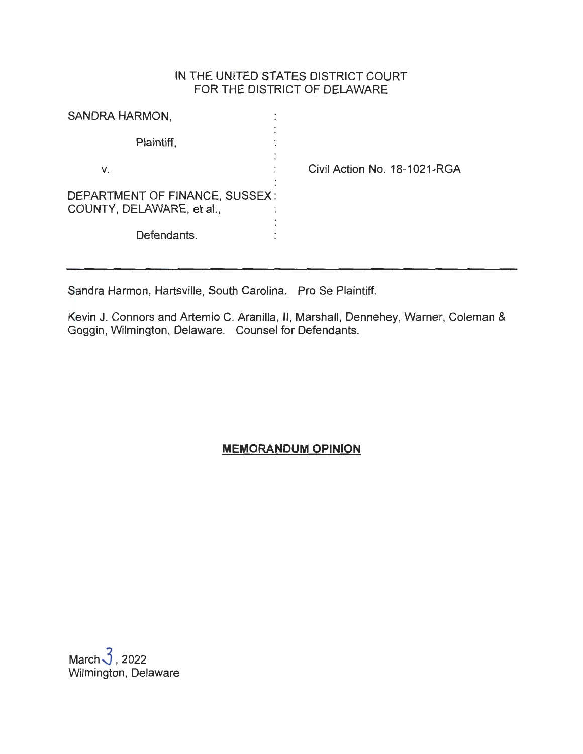IN THE UNITED STATES DISTRICT COURT
FOR THE DISTRICT OF DELAWARE

SANDRA HARMON,

Plaintiff,

v.

DEPARTMENT OF FINANCE, SUSSEX COUNTY, DELAWARE, et al.,

Defendants.

Civil Action No. 18-1021-RGA

---

Sandra Harmon, Hartsville, South Carolina. Pro Se Plaintiff.

Kevin J. Connors and Artemio C. Aranilla, II, Marshall, Dennehey, Warner, Coleman & Goggin, Wilmington, Delaware. Counsel for Defendants.

## MEMORANDUM OPINION

March 3, 2022
Wilmington, Delaware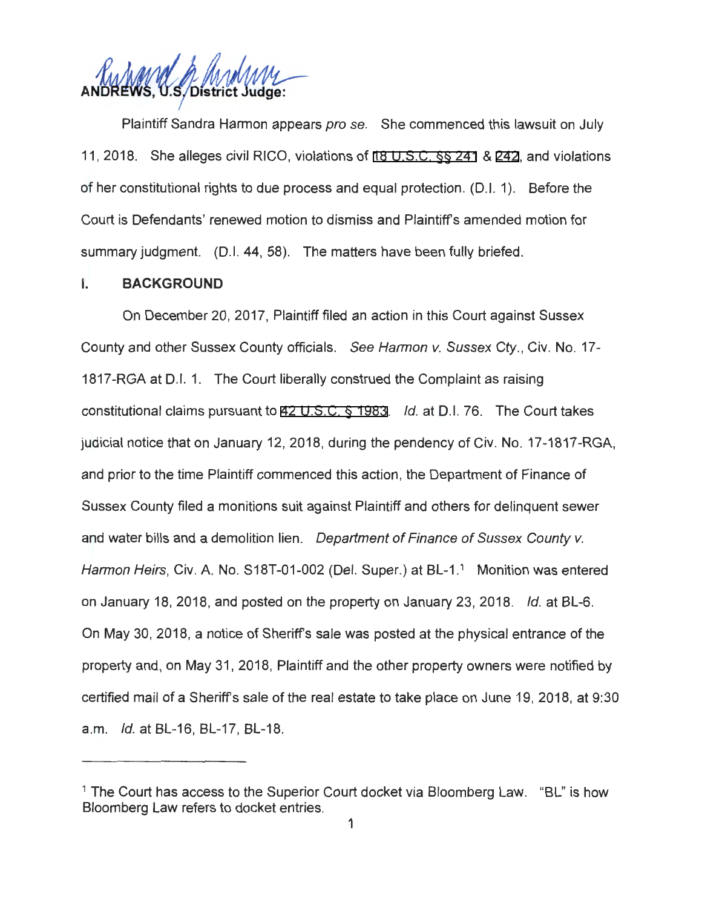**ANDREWS, U.S. District Judge:**

Plaintiff Sandra Harmon appears *pro se*. She commenced this lawsuit on July 11, 2018. She alleges civil RICO, violations of 18 U.S.C. §§ 241 & 242, and violations of her constitutional rights to due process and equal protection. (D.I. 1). Before the Court is Defendants' renewed motion to dismiss and Plaintiff's amended motion for summary judgment. (D.I. 44, 58). The matters have been fully briefed.

## I. BACKGROUND

On December 20, 2017, Plaintiff filed an action in this Court against Sussex County and other Sussex County officials. *See Harmon v. Sussex Cty.*, Civ. No. 17-1817-RGA at D.I. 1. The Court liberally construed the Complaint as raising constitutional claims pursuant to 42 U.S.C. § 1983. *Id.* at D.I. 76. The Court takes judicial notice that on January 12, 2018, during the pendency of Civ. No. 17-1817-RGA, and prior to the time Plaintiff commenced this action, the Department of Finance of Sussex County filed a monitions suit against Plaintiff and others for delinquent sewer and water bills and a demolition lien. *Department of Finance of Sussex County v. Harmon Heirs*, Civ. A. No. S18T-01-002 (Del. Super.) at BL-1.[1] Monition was entered on January 18, 2018, and posted on the property on January 23, 2018. *Id.* at BL-6. On May 30, 2018, a notice of Sheriff's sale was posted at the physical entrance of the property and, on May 31, 2018, Plaintiff and the other property owners were notified by certified mail of a Sheriff's sale of the real estate to take place on June 19, 2018, at 9:30 a.m. *Id.* at BL-16, BL-17, BL-18.

---

[1] The Court has access to the Superior Court docket via Bloomberg Law. "BL" is how Bloomberg Law refers to docket entries.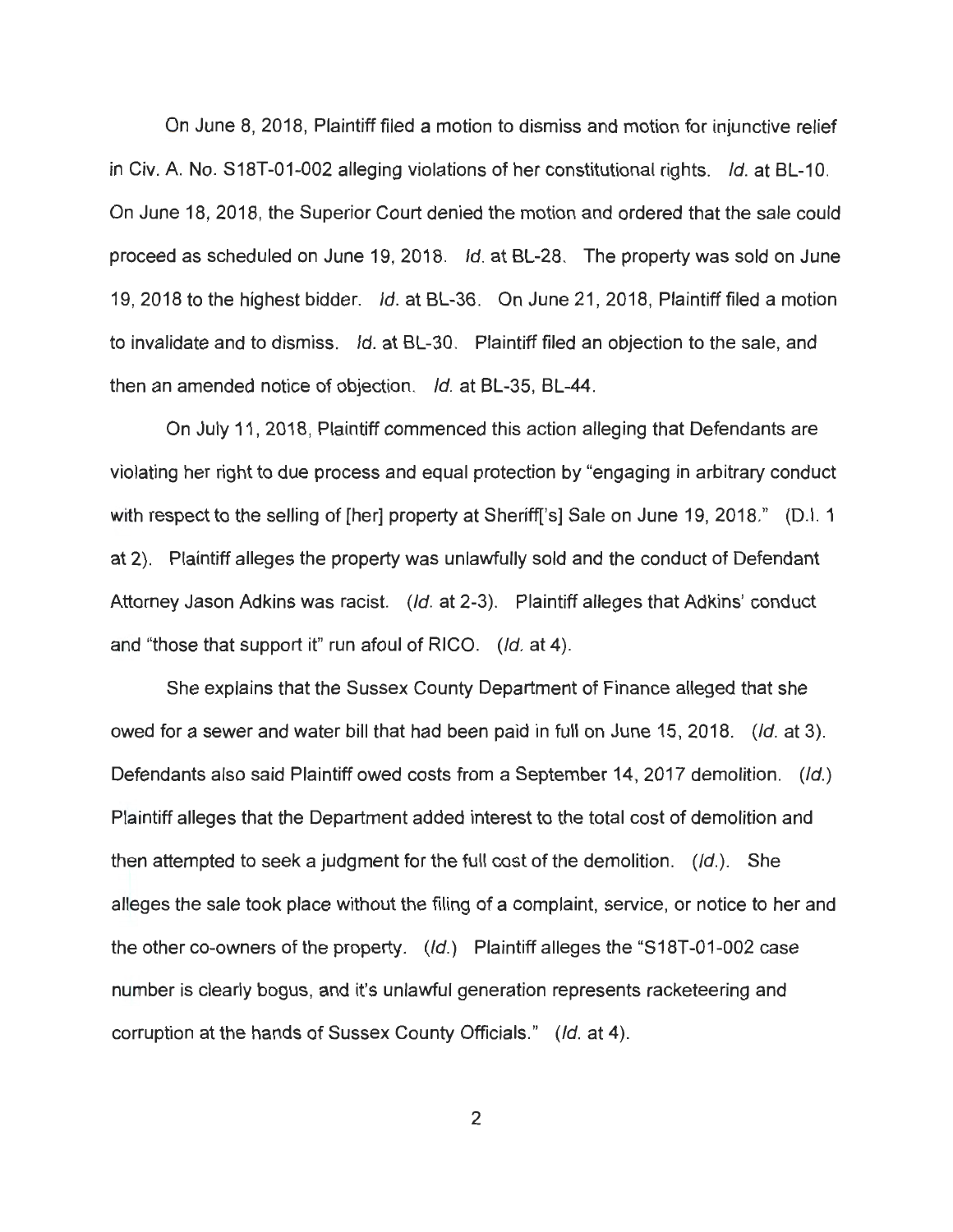On June 8, 2018, Plaintiff filed a motion to dismiss and motion for injunctive relief in Civ. A. No. S18T-01-002 alleging violations of her constitutional rights. *Id.* at BL-10. On June 18, 2018, the Superior Court denied the motion and ordered that the sale could proceed as scheduled on June 19, 2018. *Id.* at BL-28. The property was sold on June 19, 2018 to the highest bidder. *Id.* at BL-36. On June 21, 2018, Plaintiff filed a motion to invalidate and to dismiss. *Id.* at BL-30. Plaintiff filed an objection to the sale, and then an amended notice of objection. *Id.* at BL-35, BL-44.

On July 11, 2018, Plaintiff commenced this action alleging that Defendants are violating her right to due process and equal protection by "engaging in arbitrary conduct with respect to the selling of [her] property at Sheriff['s] Sale on June 19, 2018." (D.I. 1 at 2). Plaintiff alleges the property was unlawfully sold and the conduct of Defendant Attorney Jason Adkins was racist. (*Id.* at 2-3). Plaintiff alleges that Adkins' conduct and "those that support it" run afoul of RICO. (*Id.* at 4).

She explains that the Sussex County Department of Finance alleged that she owed for a sewer and water bill that had been paid in full on June 15, 2018. (*Id.* at 3). Defendants also said Plaintiff owed costs from a September 14, 2017 demolition. (*Id.*) Plaintiff alleges that the Department added interest to the total cost of demolition and then attempted to seek a judgment for the full cost of the demolition. (*Id.*). She alleges the sale took place without the filing of a complaint, service, or notice to her and the other co-owners of the property. (*Id.*) Plaintiff alleges the "S18T-01-002 case number is clearly bogus, and it's unlawful generation represents racketeering and corruption at the hands of Sussex County Officials." (*Id.* at 4).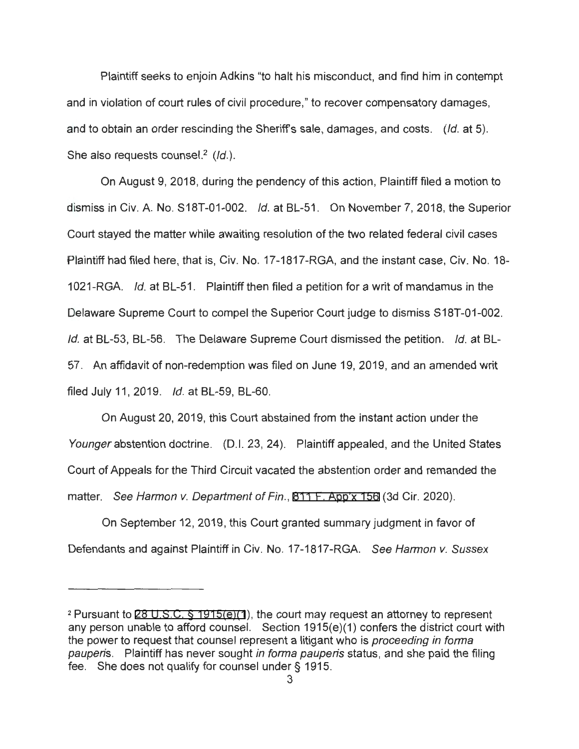Plaintiff seeks to enjoin Adkins "to halt his misconduct, and find him in contempt and in violation of court rules of civil procedure," to recover compensatory damages, and to obtain an order rescinding the Sheriff's sale, damages, and costs. (*Id.* at 5). She also requests counsel.[2] (*Id.*).

On August 9, 2018, during the pendency of this action, Plaintiff filed a motion to dismiss in Civ. A. No. S18T-01-002. *Id.* at BL-51. On November 7, 2018, the Superior Court stayed the matter while awaiting resolution of the two related federal civil cases Plaintiff had filed here, that is, Civ. No. 17-1817-RGA, and the instant case, Civ. No. 18-1021-RGA. *Id.* at BL-51. Plaintiff then filed a petition for a writ of mandamus in the Delaware Supreme Court to compel the Superior Court judge to dismiss S18T-01-002. *Id.* at BL-53, BL-56. The Delaware Supreme Court dismissed the petition. *Id.* at BL-57. An affidavit of non-redemption was filed on June 19, 2019, and an amended writ filed July 11, 2019. *Id.* at BL-59, BL-60.

On August 20, 2019, this Court abstained from the instant action under the *Younger* abstention doctrine. (D.I. 23, 24). Plaintiff appealed, and the United States Court of Appeals for the Third Circuit vacated the abstention order and remanded the matter. *See Harmon v. Department of Fin.*, 811 F. App'x 156 (3d Cir. 2020).

On September 12, 2019, this Court granted summary judgment in favor of Defendants and against Plaintiff in Civ. No. 17-1817-RGA. *See Harmon v. Sussex*

---

[2] Pursuant to 28 U.S.C. § 1915(e)(1), the court may request an attorney to represent any person unable to afford counsel. Section 1915(e)(1) confers the district court with the power to request that counsel represent a litigant who is *proceeding in forma pauperis*. Plaintiff has never sought *in forma pauperis* status, and she paid the filing fee. She does not qualify for counsel under § 1915.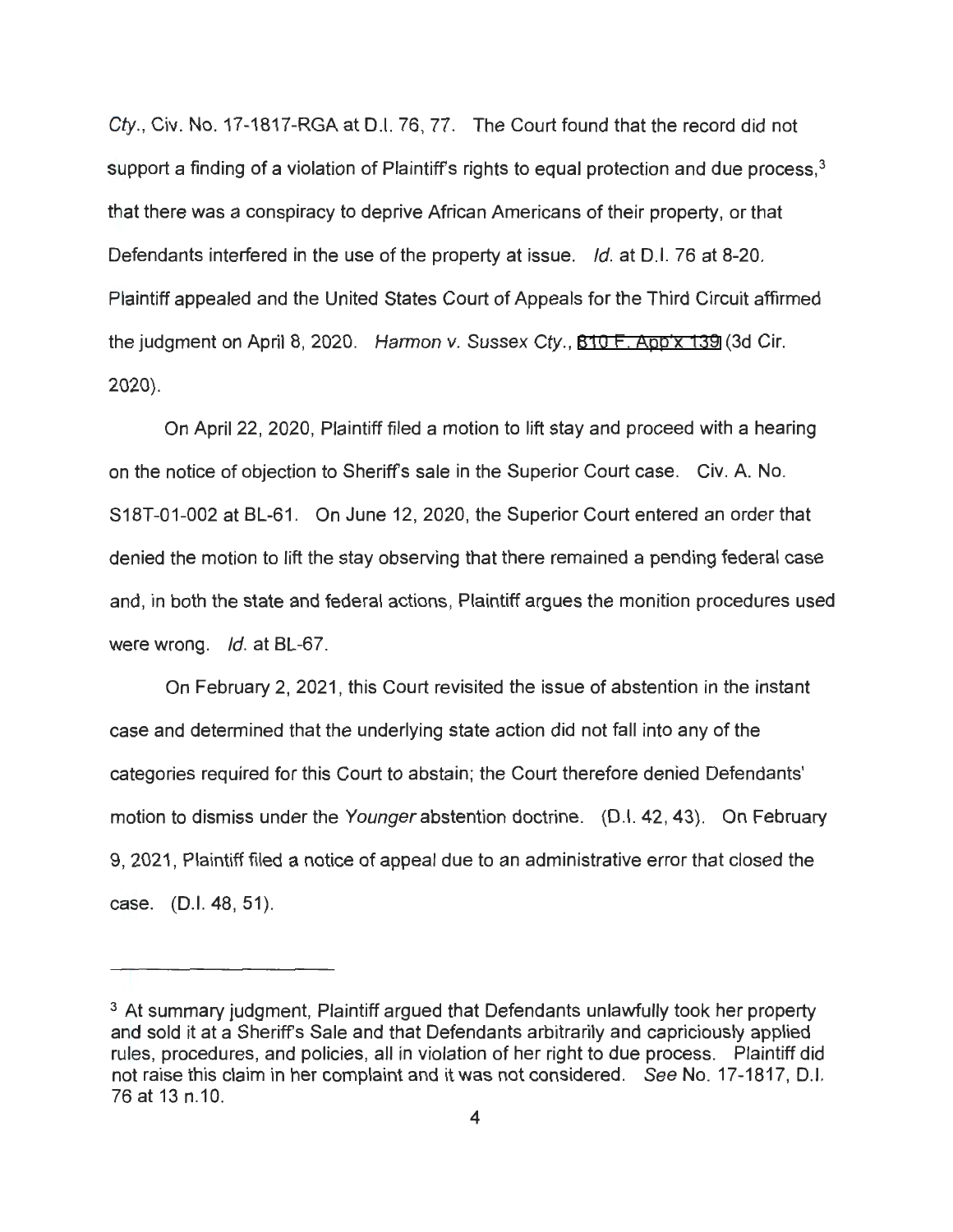*Cty.*, Civ. No. 17-1817-RGA at D.I. 76, 77. The Court found that the record did not support a finding of a violation of Plaintiff's rights to equal protection and due process,[3] that there was a conspiracy to deprive African Americans of their property, or that Defendants interfered in the use of the property at issue. *Id.* at D.I. 76 at 8-20. Plaintiff appealed and the United States Court of Appeals for the Third Circuit affirmed the judgment on April 8, 2020. *Harmon v. Sussex Cty.*, 810 F. App'x 139 (3d Cir. 2020).

On April 22, 2020, Plaintiff filed a motion to lift stay and proceed with a hearing on the notice of objection to Sheriff's sale in the Superior Court case. Civ. A. No. S18T-01-002 at BL-61. On June 12, 2020, the Superior Court entered an order that denied the motion to lift the stay observing that there remained a pending federal case and, in both the state and federal actions, Plaintiff argues the monition procedures used were wrong. *Id.* at BL-67.

On February 2, 2021, this Court revisited the issue of abstention in the instant case and determined that the underlying state action did not fall into any of the categories required for this Court to abstain; the Court therefore denied Defendants' motion to dismiss under the *Younger* abstention doctrine. (D.I. 42, 43). On February 9, 2021, Plaintiff filed a notice of appeal due to an administrative error that closed the case. (D.I. 48, 51).

---

[3] At summary judgment, Plaintiff argued that Defendants unlawfully took her property and sold it at a Sheriff's Sale and that Defendants arbitrarily and capriciously applied rules, procedures, and policies, all in violation of her right to due process. Plaintiff did not raise this claim in her complaint and it was not considered. *See* No. 17-1817, D.I. 76 at 13 n.10.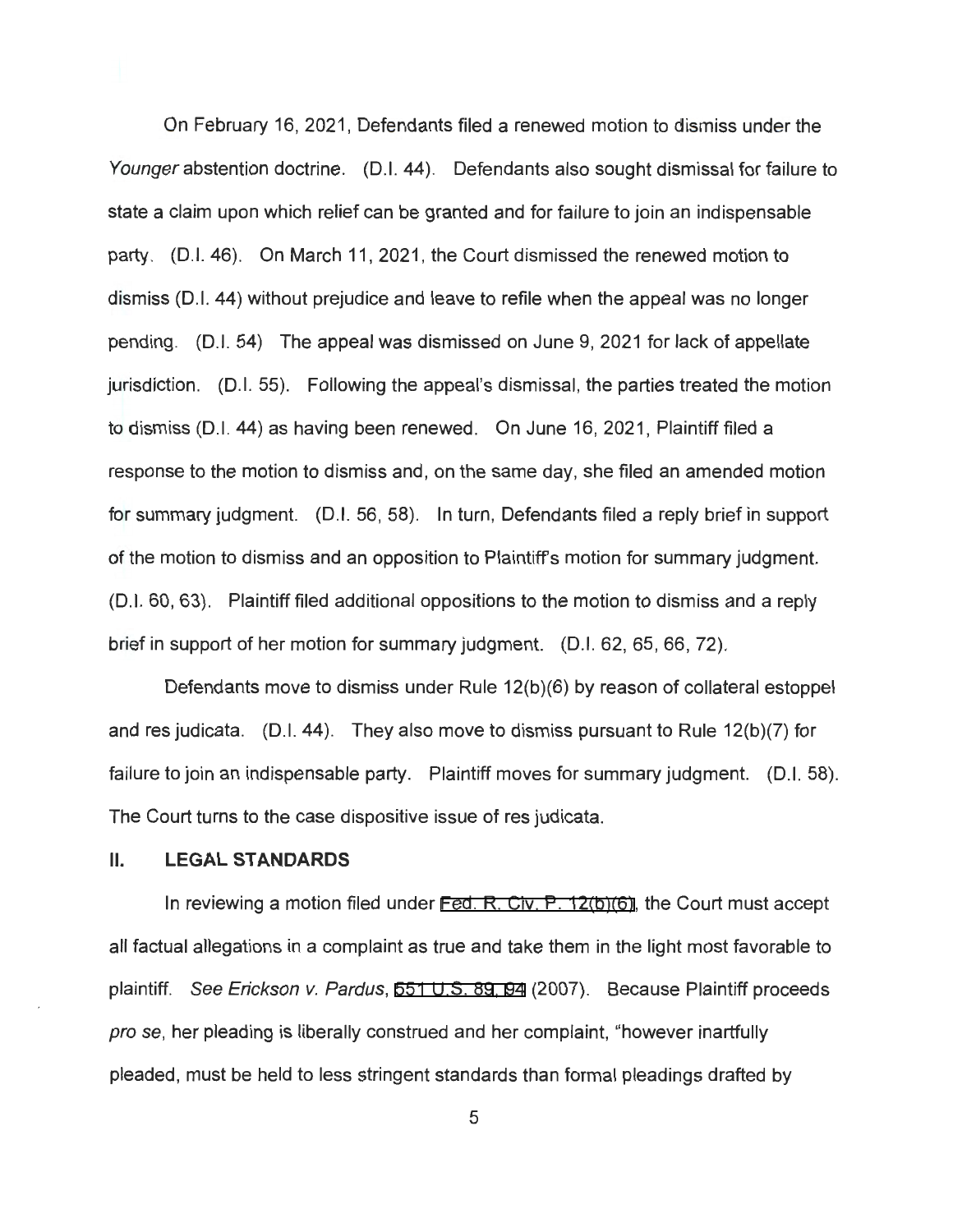On February 16, 2021, Defendants filed a renewed motion to dismiss under the *Younger* abstention doctrine. (D.I. 44). Defendants also sought dismissal for failure to state a claim upon which relief can be granted and for failure to join an indispensable party. (D.I. 46). On March 11, 2021, the Court dismissed the renewed motion to dismiss (D.I. 44) without prejudice and leave to refile when the appeal was no longer pending. (D.I. 54) The appeal was dismissed on June 9, 2021 for lack of appellate jurisdiction. (D.I. 55). Following the appeal's dismissal, the parties treated the motion to dismiss (D.I. 44) as having been renewed. On June 16, 2021, Plaintiff filed a response to the motion to dismiss and, on the same day, she filed an amended motion for summary judgment. (D.I. 56, 58). In turn, Defendants filed a reply brief in support of the motion to dismiss and an opposition to Plaintiff's motion for summary judgment. (D.I. 60, 63). Plaintiff filed additional oppositions to the motion to dismiss and a reply brief in support of her motion for summary judgment. (D.I. 62, 65, 66, 72).

Defendants move to dismiss under Rule 12(b)(6) by reason of collateral estoppel and res judicata. (D.I. 44). They also move to dismiss pursuant to Rule 12(b)(7) for failure to join an indispensable party. Plaintiff moves for summary judgment. (D.I. 58). The Court turns to the case dispositive issue of res judicata.

## II. LEGAL STANDARDS

In reviewing a motion filed under Fed. R. Civ. P. 12(b)(6), the Court must accept all factual allegations in a complaint as true and take them in the light most favorable to plaintiff. *See Erickson v. Pardus*, 551 U.S. 89, 94 (2007). Because Plaintiff proceeds *pro se*, her pleading is liberally construed and her complaint, "however inartfully pleaded, must be held to less stringent standards than formal pleadings drafted by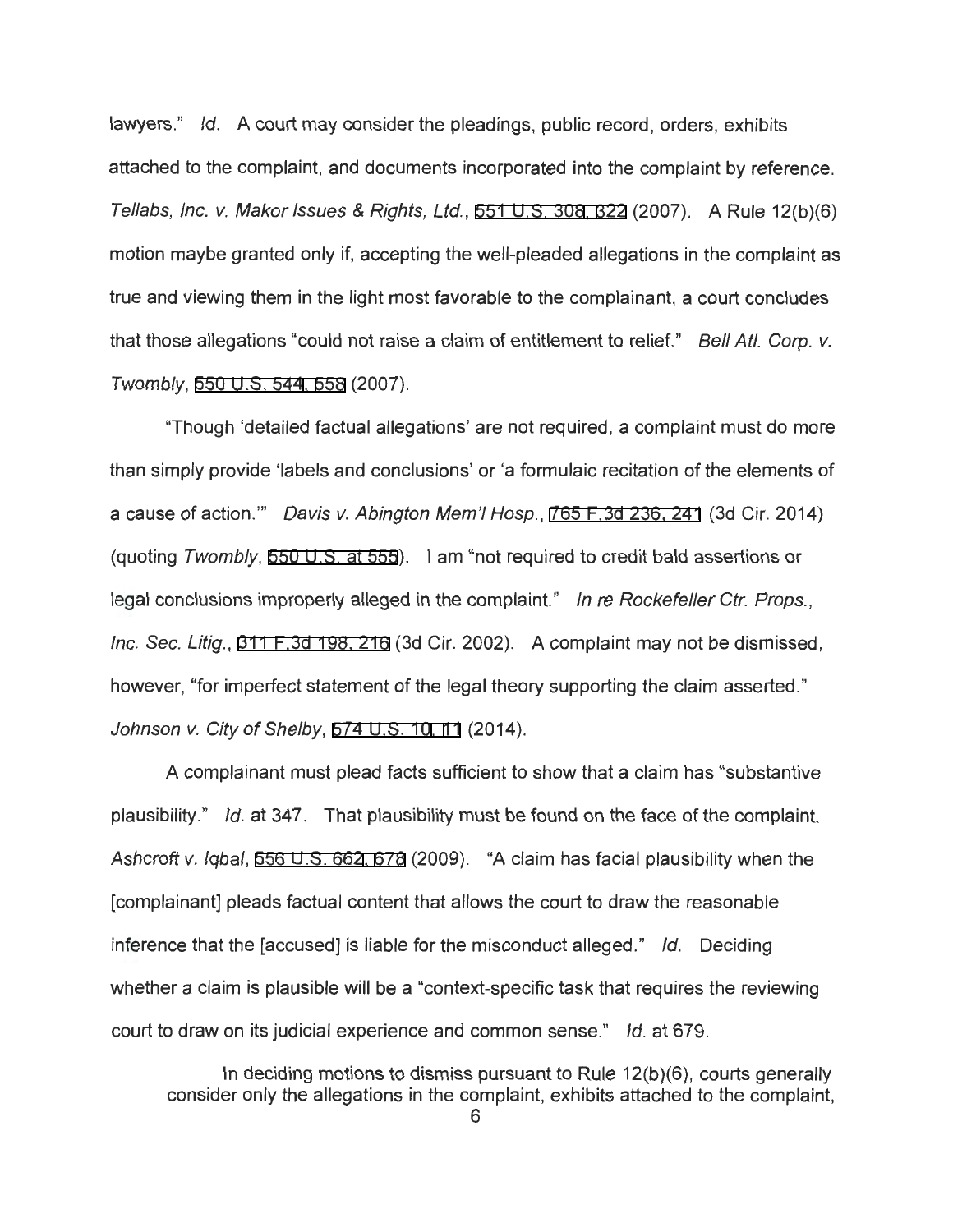lawyers." *Id.* A court may consider the pleadings, public record, orders, exhibits attached to the complaint, and documents incorporated into the complaint by reference. *Tellabs, Inc. v. Makor Issues & Rights, Ltd.*, 551 U.S. 308, 322 (2007). A Rule 12(b)(6) motion maybe granted only if, accepting the well-pleaded allegations in the complaint as true and viewing them in the light most favorable to the complainant, a court concludes that those allegations "could not raise a claim of entitlement to relief." *Bell Atl. Corp. v. Twombly*, 550 U.S. 544, 558 (2007).

"Though 'detailed factual allegations' are not required, a complaint must do more than simply provide 'labels and conclusions' or 'a formulaic recitation of the elements of a cause of action.'" *Davis v. Abington Mem'l Hosp.*, 765 F.3d 236, 241 (3d Cir. 2014) (quoting *Twombly*, 550 U.S. at 555). I am "not required to credit bald assertions or legal conclusions improperly alleged in the complaint." *In re Rockefeller Ctr. Props., Inc. Sec. Litig.*, 311 F.3d 198, 216 (3d Cir. 2002). A complaint may not be dismissed, however, "for imperfect statement of the legal theory supporting the claim asserted." *Johnson v. City of Shelby*, 574 U.S. 10, 11 (2014).

A complainant must plead facts sufficient to show that a claim has "substantive plausibility." *Id.* at 347. That plausibility must be found on the face of the complaint. *Ashcroft v. Iqbal*, 556 U.S. 662, 678 (2009). "A claim has facial plausibility when the [complainant] pleads factual content that allows the court to draw the reasonable inference that the [accused] is liable for the misconduct alleged." *Id.* Deciding whether a claim is plausible will be a "context-specific task that requires the reviewing court to draw on its judicial experience and common sense." *Id.* at 679.

> In deciding motions to dismiss pursuant to Rule 12(b)(6), courts generally consider only the allegations in the complaint, exhibits attached to the complaint,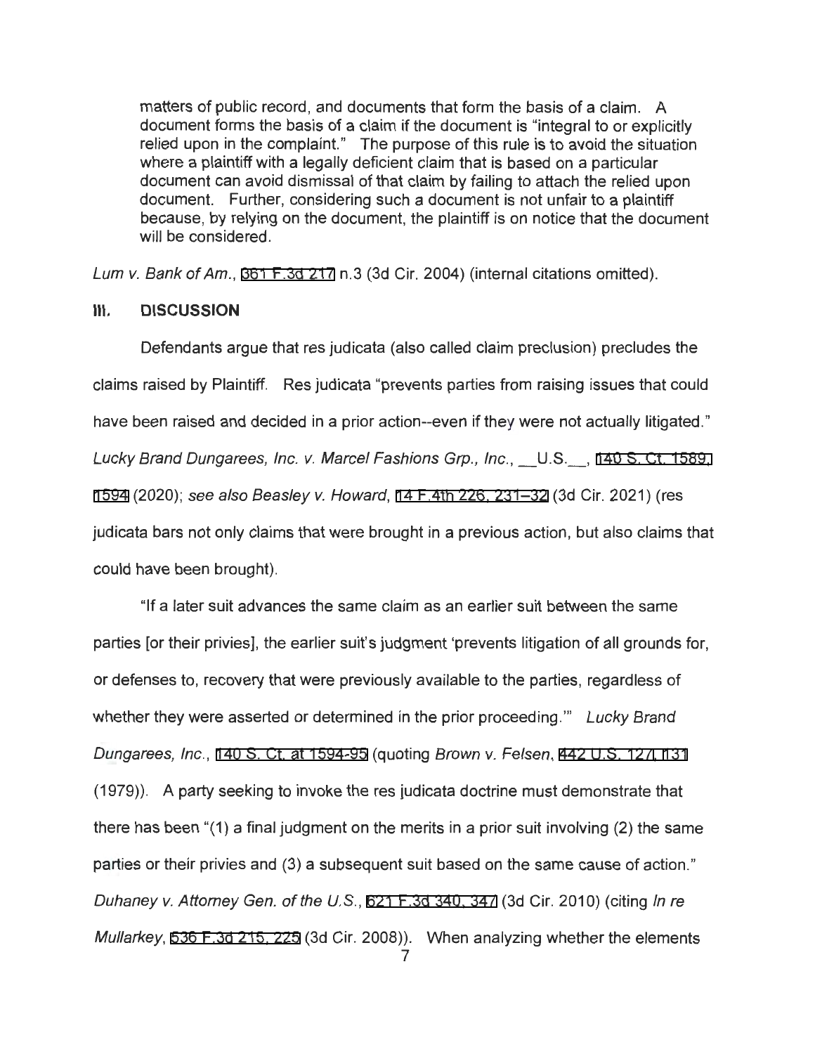matters of public record, and documents that form the basis of a claim. A document forms the basis of a claim if the document is "integral to or explicitly relied upon in the complaint." The purpose of this rule is to avoid the situation where a plaintiff with a legally deficient claim that is based on a particular document can avoid dismissal of that claim by failing to attach the relied upon document. Further, considering such a document is not unfair to a plaintiff because, by relying on the document, the plaintiff is on notice that the document will be considered.

*Lum v. Bank of Am.*, 361 F.3d 217 n.3 (3d Cir. 2004) (internal citations omitted).

## III. DISCUSSION

Defendants argue that res judicata (also called claim preclusion) precludes the claims raised by Plaintiff. Res judicata "prevents parties from raising issues that could have been raised and decided in a prior action--even if they were not actually litigated." *Lucky Brand Dungarees, Inc. v. Marcel Fashions Grp., Inc.*, __U.S.__, 140 S. Ct. 1589, 1594 (2020); *see also Beasley v. Howard*, 14 F.4th 226, 231–32 (3d Cir. 2021) (res judicata bars not only claims that were brought in a previous action, but also claims that could have been brought).

"If a later suit advances the same claim as an earlier suit between the same parties [or their privies], the earlier suit's judgment 'prevents litigation of all grounds for, or defenses to, recovery that were previously available to the parties, regardless of whether they were asserted or determined in the prior proceeding.'" *Lucky Brand Dungarees, Inc.*, 140 S. Ct. at 1594-95 (quoting *Brown v. Felsen*, 442 U.S. 127, 131 (1979)). A party seeking to invoke the res judicata doctrine must demonstrate that there has been "(1) a final judgment on the merits in a prior suit involving (2) the same parties or their privies and (3) a subsequent suit based on the same cause of action." *Duhaney v. Attorney Gen. of the U.S.*, 621 F.3d 340, 347 (3d Cir. 2010) (citing *In re Mullarkey*, 536 F.3d 215, 225 (3d Cir. 2008)). When analyzing whether the elements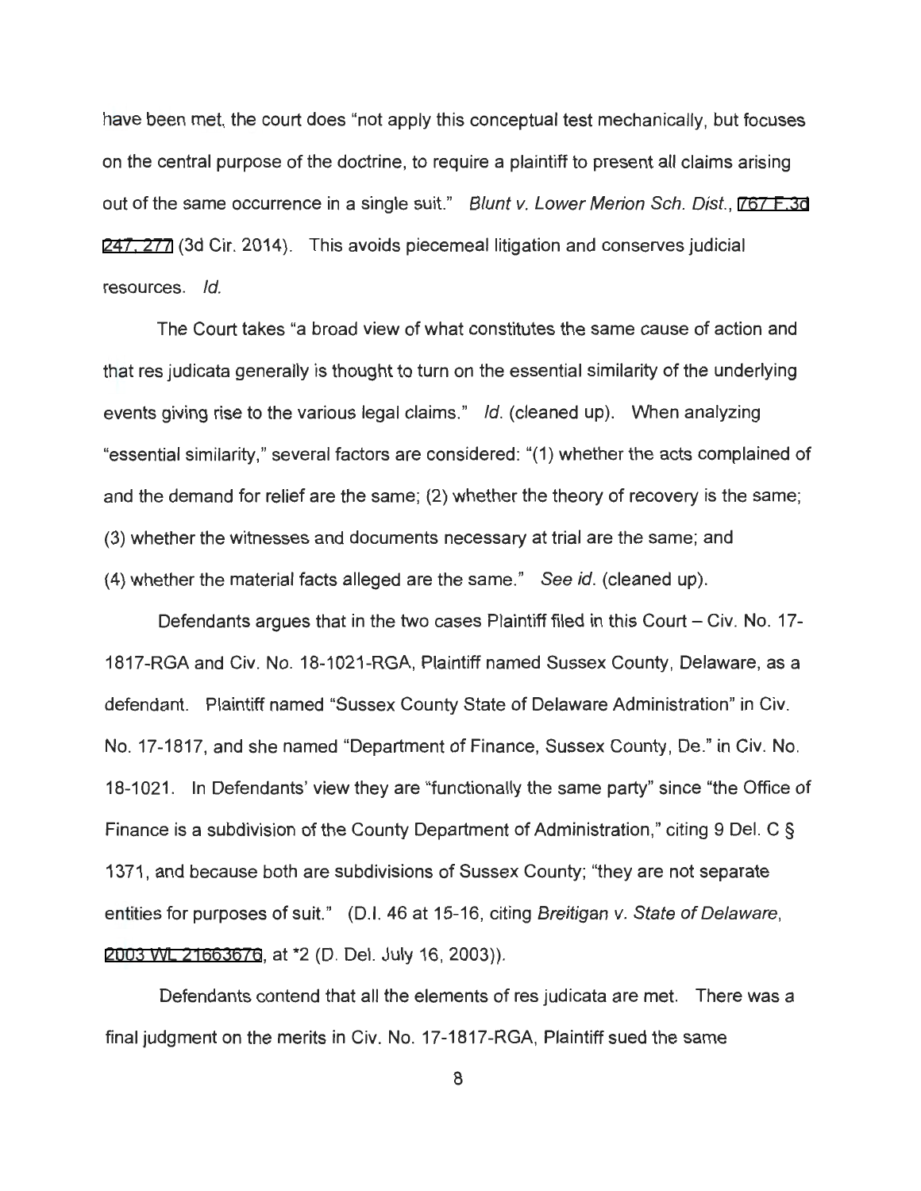have been met, the court does "not apply this conceptual test mechanically, but focuses on the central purpose of the doctrine, to require a plaintiff to present all claims arising out of the same occurrence in a single suit." *Blunt v. Lower Merion Sch. Dist.*, 767 F.3d 247, 277 (3d Cir. 2014). This avoids piecemeal litigation and conserves judicial resources. *Id.*

The Court takes "a broad view of what constitutes the same cause of action and that res judicata generally is thought to turn on the essential similarity of the underlying events giving rise to the various legal claims." *Id.* (cleaned up). When analyzing "essential similarity," several factors are considered: "(1) whether the acts complained of and the demand for relief are the same; (2) whether the theory of recovery is the same; (3) whether the witnesses and documents necessary at trial are the same; and (4) whether the material facts alleged are the same." *See id.* (cleaned up).

Defendants argues that in the two cases Plaintiff filed in this Court – Civ. No. 17-1817-RGA and Civ. No. 18-1021-RGA, Plaintiff named Sussex County, Delaware, as a defendant. Plaintiff named "Sussex County State of Delaware Administration" in Civ. No. 17-1817, and she named "Department of Finance, Sussex County, De." in Civ. No. 18-1021. In Defendants' view they are "functionally the same party" since "the Office of Finance is a subdivision of the County Department of Administration," citing 9 Del. C § 1371, and because both are subdivisions of Sussex County; "they are not separate entities for purposes of suit." (D.I. 46 at 15-16, citing *Breitigan v. State of Delaware*, 2003 WL 21663676, at *2 (D. Del. July 16, 2003)).

Defendants contend that all the elements of res judicata are met. There was a final judgment on the merits in Civ. No. 17-1817-RGA, Plaintiff sued the same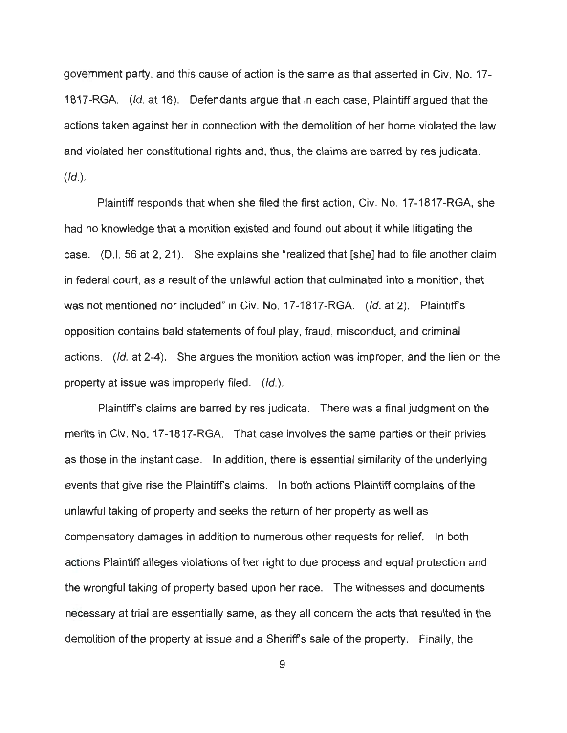government party, and this cause of action is the same as that asserted in Civ. No. 17-1817-RGA. (*Id.* at 16). Defendants argue that in each case, Plaintiff argued that the actions taken against her in connection with the demolition of her home violated the law and violated her constitutional rights and, thus, the claims are barred by res judicata. (*Id.*).

Plaintiff responds that when she filed the first action, Civ. No. 17-1817-RGA, she had no knowledge that a monition existed and found out about it while litigating the case. (D.I. 56 at 2, 21). She explains she "realized that [she] had to file another claim in federal court, as a result of the unlawful action that culminated into a monition, that was not mentioned nor included" in Civ. No. 17-1817-RGA. (*Id.* at 2). Plaintiff's opposition contains bald statements of foul play, fraud, misconduct, and criminal actions. (*Id.* at 2-4). She argues the monition action was improper, and the lien on the property at issue was improperly filed. (*Id.*).

Plaintiff's claims are barred by res judicata. There was a final judgment on the merits in Civ. No. 17-1817-RGA. That case involves the same parties or their privies as those in the instant case. In addition, there is essential similarity of the underlying events that give rise the Plaintiff's claims. In both actions Plaintiff complains of the unlawful taking of property and seeks the return of her property as well as compensatory damages in addition to numerous other requests for relief. In both actions Plaintiff alleges violations of her right to due process and equal protection and the wrongful taking of property based upon her race. The witnesses and documents necessary at trial are essentially same, as they all concern the acts that resulted in the demolition of the property at issue and a Sheriff's sale of the property. Finally, the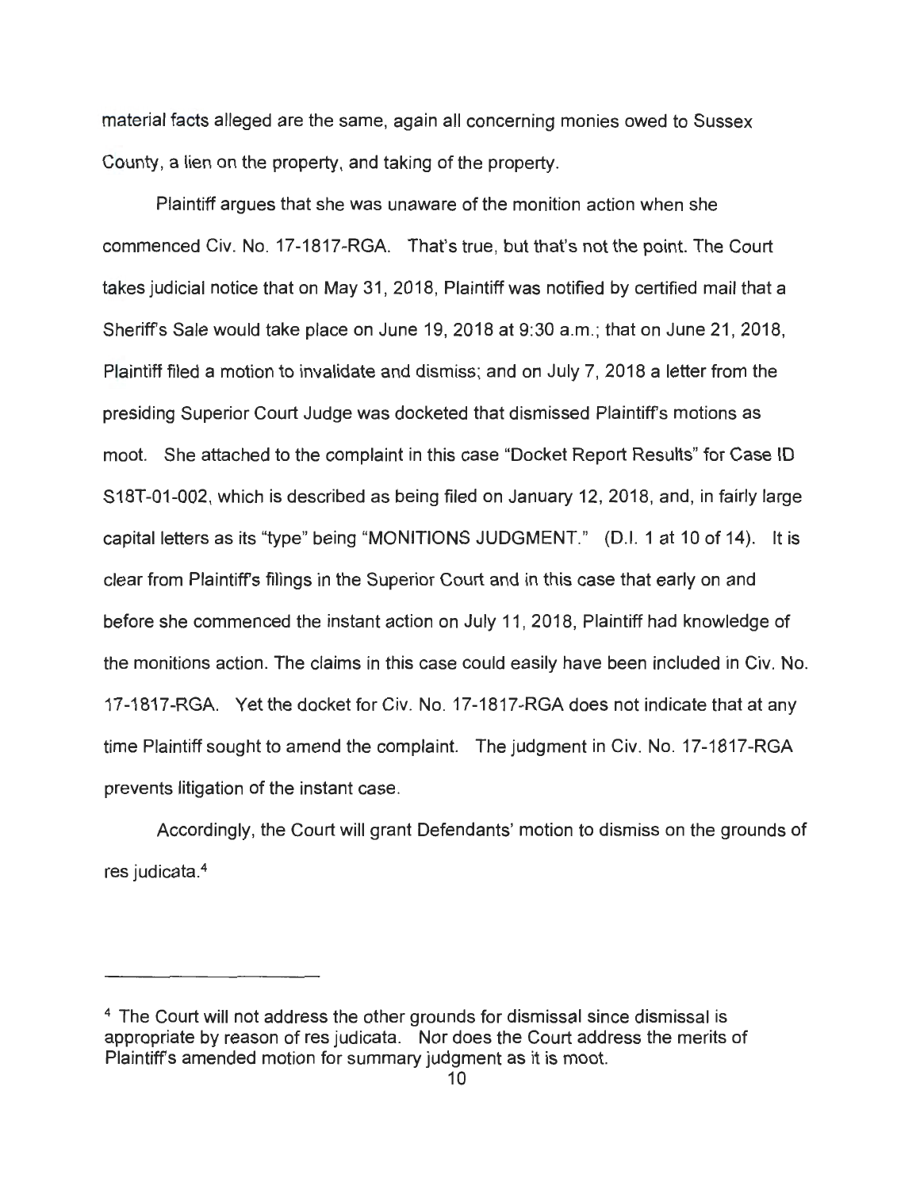material facts alleged are the same, again all concerning monies owed to Sussex County, a lien on the property, and taking of the property.

Plaintiff argues that she was unaware of the monition action when she commenced Civ. No. 17-1817-RGA. That's true, but that's not the point. The Court takes judicial notice that on May 31, 2018, Plaintiff was notified by certified mail that a Sheriff's Sale would take place on June 19, 2018 at 9:30 a.m.; that on June 21, 2018, Plaintiff filed a motion to invalidate and dismiss; and on July 7, 2018 a letter from the presiding Superior Court Judge was docketed that dismissed Plaintiff's motions as moot. She attached to the complaint in this case "Docket Report Results" for Case ID S18T-01-002, which is described as being filed on January 12, 2018, and, in fairly large capital letters as its "type" being "MONITIONS JUDGMENT." (D.I. 1 at 10 of 14). It is clear from Plaintiff's filings in the Superior Court and in this case that early on and before she commenced the instant action on July 11, 2018, Plaintiff had knowledge of the monitions action. The claims in this case could easily have been included in Civ. No. 17-1817-RGA. Yet the docket for Civ. No. 17-1817-RGA does not indicate that at any time Plaintiff sought to amend the complaint. The judgment in Civ. No. 17-1817-RGA prevents litigation of the instant case.

Accordingly, the Court will grant Defendants' motion to dismiss on the grounds of res judicata.[4]

---

[4] The Court will not address the other grounds for dismissal since dismissal is appropriate by reason of res judicata. Nor does the Court address the merits of Plaintiff's amended motion for summary judgment as it is moot.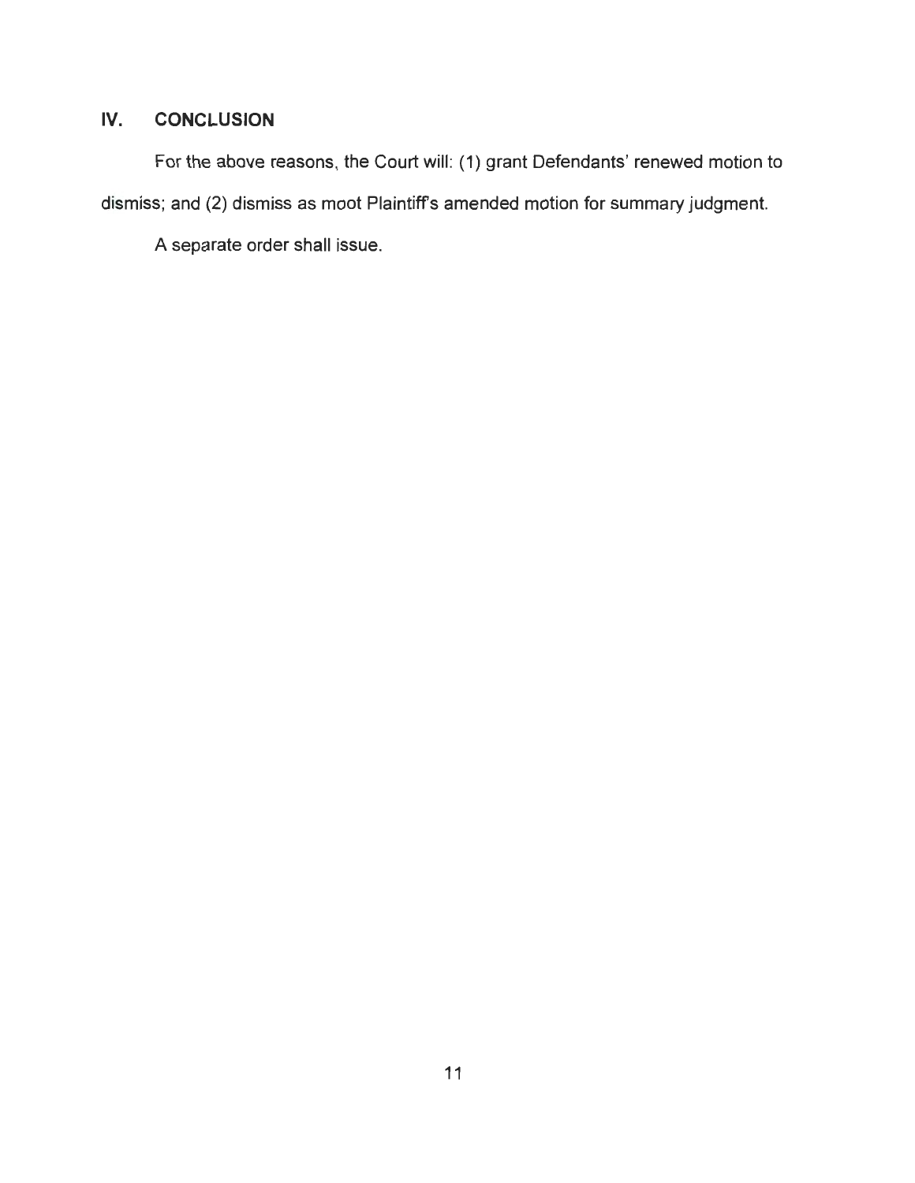## IV. CONCLUSION

For the above reasons, the Court will: (1) grant Defendants' renewed motion to dismiss; and (2) dismiss as moot Plaintiff's amended motion for summary judgment.

A separate order shall issue.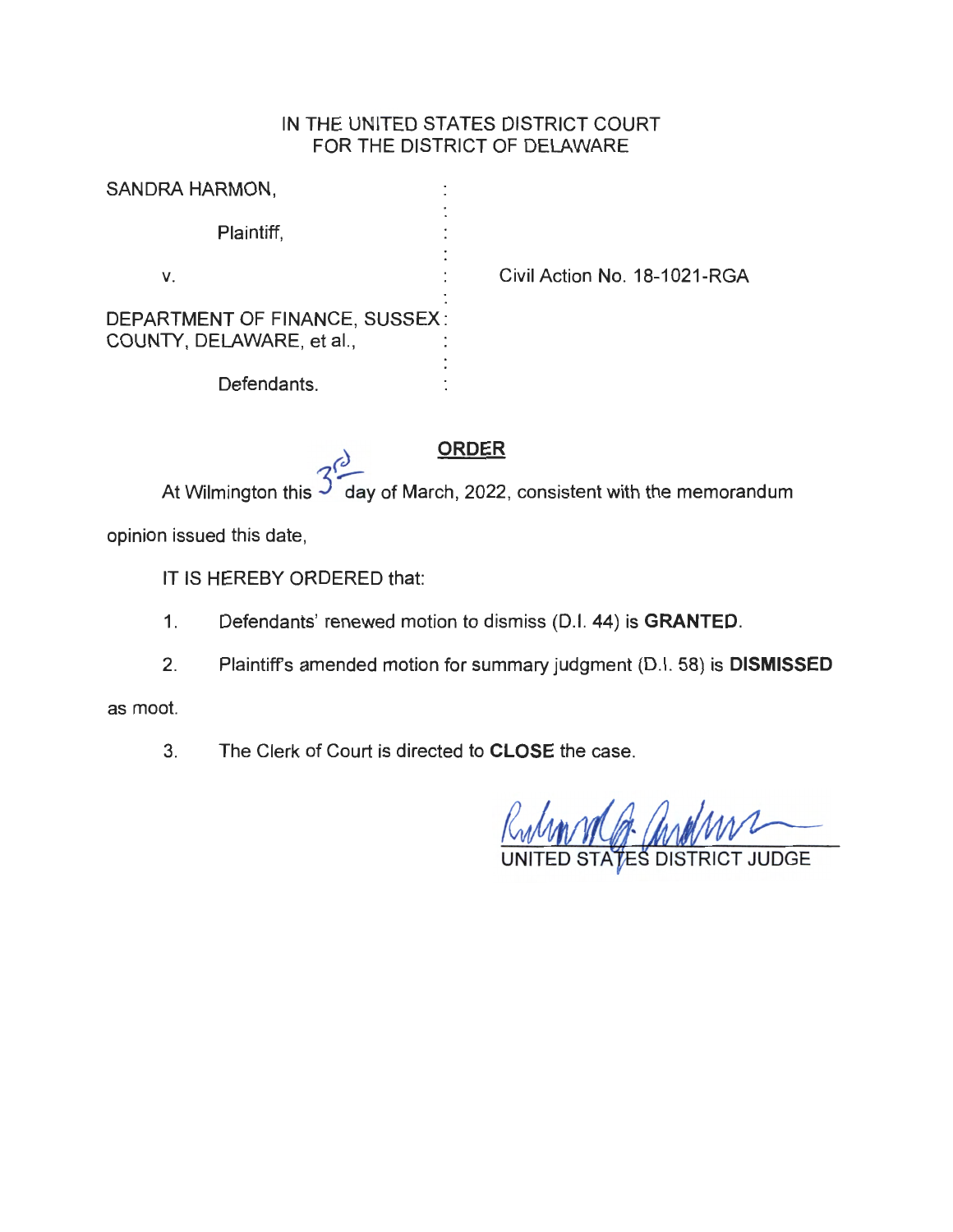IN THE UNITED STATES DISTRICT COURT
FOR THE DISTRICT OF DELAWARE

| | | |
|---|---|---|
| SANDRA HARMON, | : | |
| | : | |
| Plaintiff, | : | |
| | : | |
| v. | : | Civil Action No. 18-1021-RGA |
| | : | |
| DEPARTMENT OF FINANCE, SUSSEX COUNTY, DELAWARE, et al., | : | |
| | : | |
| Defendants. | : | |

## ORDER

At Wilmington this 3rd day of March, 2022, consistent with the memorandum opinion issued this date,

IT IS HEREBY ORDERED that:

1. Defendants' renewed motion to dismiss (D.I. 44) is **GRANTED**.

2. Plaintiff's amended motion for summary judgment (D.I. 58) is **DISMISSED** as moot.

3. The Clerk of Court is directed to **CLOSE** the case.

UNITED STATES DISTRICT JUDGE